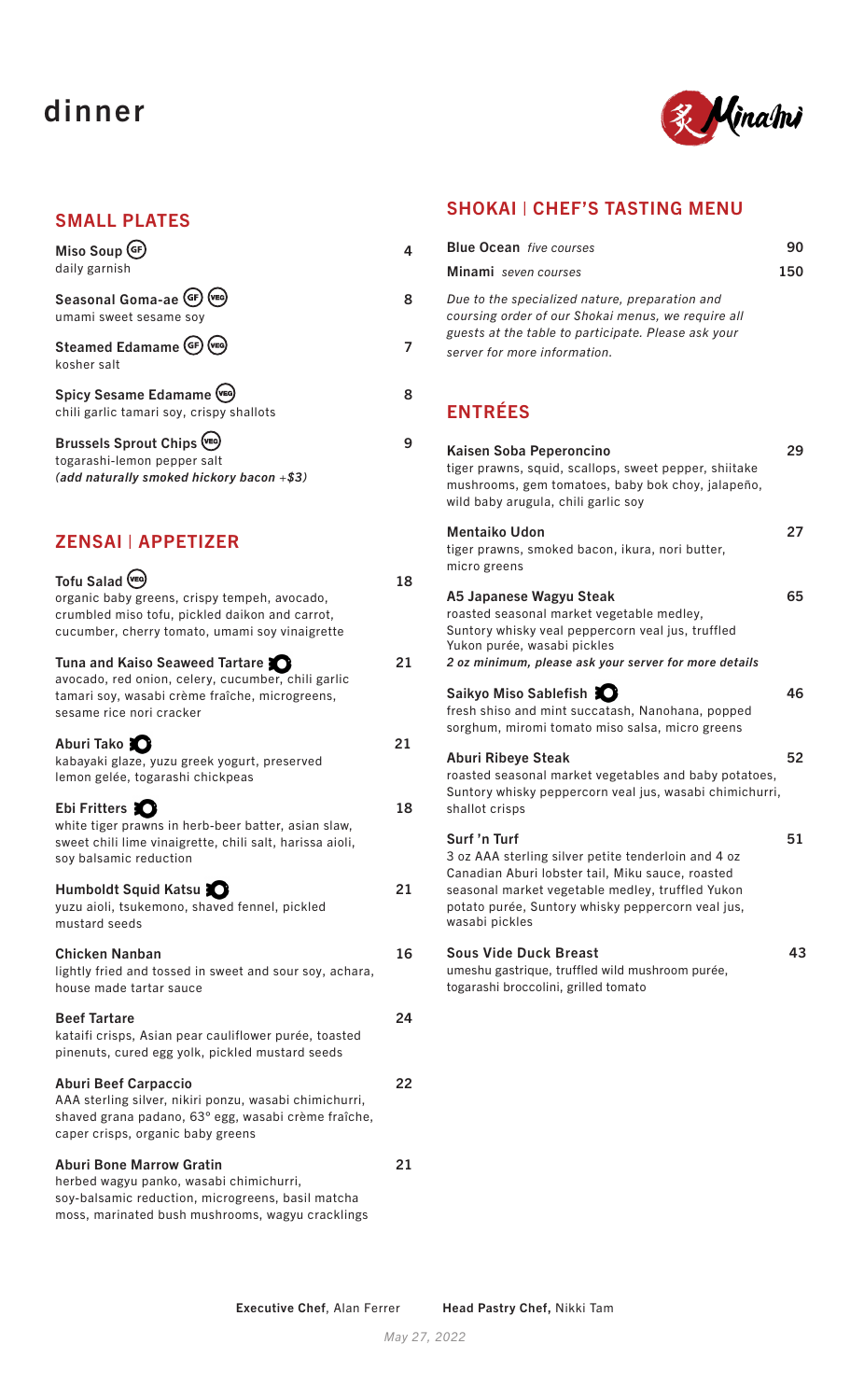# dinner

## SMALL PLATES

**Miso Soup** (GF) — 4
daily garnish

**Seasonal Goma-ae** (GF) (VEG) — 8
umami sweet sesame soy

**Steamed Edamame** (GF) (VEG) — 7
kosher salt

**Spicy Sesame Edamame** (VEG) — 8
chili garlic tamari soy, crispy shallots

**Brussels Sprout Chips** (VEG) — 9
togarashi-lemon pepper salt
*(add naturally smoked hickory bacon +$3)*

## ZENSAI | APPETIZER

**Tofu Salad** (VEG) — 18
organic baby greens, crispy tempeh, avocado, crumbled miso tofu, pickled daikon and carrot, cucumber, cherry tomato, umami soy vinaigrette

**Tuna and Kaiso Seaweed Tartare** — 21
avocado, red onion, celery, cucumber, chili garlic tamari soy, wasabi crème fraîche, microgreens, sesame rice nori cracker

**Aburi Tako** — 21
kabayaki glaze, yuzu greek yogurt, preserved lemon gelée, togarashi chickpeas

**Ebi Fritters** — 18
white tiger prawns in herb-beer batter, asian slaw, sweet chili lime vinaigrette, chili salt, harissa aioli, soy balsamic reduction

**Humboldt Squid Katsu** — 21
yuzu aioli, tsukemono, shaved fennel, pickled mustard seeds

**Chicken Nanban** — 16
lightly fried and tossed in sweet and sour soy, achara, house made tartar sauce

**Beef Tartare** — 24
kataifi crisps, Asian pear cauliflower purée, toasted pinenuts, cured egg yolk, pickled mustard seeds

**Aburi Beef Carpaccio** — 22
AAA sterling silver, nikiri ponzu, wasabi chimichurri, shaved grana padano, 63° egg, wasabi crème fraîche, caper crisps, organic baby greens

**Aburi Bone Marrow Gratin** — 21
herbed wagyu panko, wasabi chimichurri, soy-balsamic reduction, microgreens, basil matcha moss, marinated bush mushrooms, wagyu cracklings

## SHOKAI | CHEF'S TASTING MENU

**Blue Ocean** *five courses* — 90

**Minami** *seven courses* — 150

*Due to the specialized nature, preparation and coursing order of our Shokai menus, we require all guests at the table to participate. Please ask your server for more information.*

## ENTRÉES

**Kaisen Soba Peperoncino** — 29
tiger prawns, squid, scallops, sweet pepper, shiitake mushrooms, gem tomatoes, baby bok choy, jalapeño, wild baby arugula, chili garlic soy

**Mentaiko Udon** — 27
tiger prawns, smoked bacon, ikura, nori butter, micro greens

**A5 Japanese Wagyu Steak** — 65
roasted seasonal market vegetable medley, Suntory whisky veal peppercorn veal jus, truffled Yukon purée, wasabi pickles
***2 oz minimum, please ask your server for more details***

**Saikyo Miso Sablefish** — 46
fresh shiso and mint succatash, Nanohana, popped sorghum, miromi tomato miso salsa, micro greens

**Aburi Ribeye Steak** — 52
roasted seasonal market vegetables and baby potatoes, Suntory whisky peppercorn veal jus, wasabi chimichurri, shallot crisps

**Surf 'n Turf** — 51
3 oz AAA sterling silver petite tenderloin and 4 oz Canadian Aburi lobster tail, Miku sauce, roasted seasonal market vegetable medley, truffled Yukon potato purée, Suntory whisky peppercorn veal jus, wasabi pickles

**Sous Vide Duck Breast** — 43
umeshu gastrique, truffled wild mushroom purée, togarashi broccolini, grilled tomato

**Executive Chef**, Alan Ferrer    **Head Pastry Chef,** Nikki Tam

*May 27, 2022*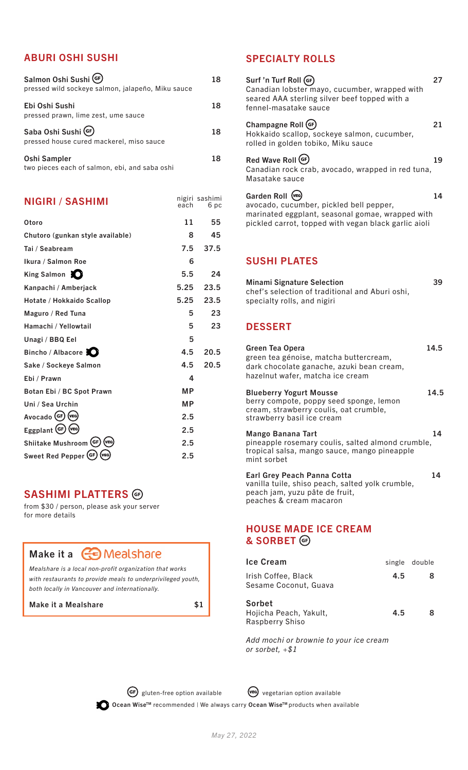## ABURI OSHI SUSHI

**Salmon Oshi Sushi** (GF) — 18
pressed wild sockeye salmon, jalapeño, Miku sauce

**Ebi Oshi Sushi** — 18
pressed prawn, lime zest, ume sauce

**Saba Oshi Sushi** (GF) — 18
pressed house cured mackerel, miso sauce

**Oshi Sampler** — 18
two pieces each of salmon, ebi, and saba oshi

## NIGIRI / SASHIMI

| NIGIRI / SASHIMI | nigiri each | sashimi 6 pc |
|---|---|---|
| Otoro | 11 | 55 |
| Chutoro (gunkan style available) | 8 | 45 |
| Tai / Seabream | 7.5 | 37.5 |
| Ikura / Salmon Roe | 6 | |
| King Salmon (Ocean Wise) | 5.5 | 24 |
| Kanpachi / Amberjack | 5.25 | 23.5 |
| Hotate / Hokkaido Scallop | 5.25 | 23.5 |
| Maguro / Red Tuna | 5 | 23 |
| Hamachi / Yellowtail | 5 | 23 |
| Unagi / BBQ Eel | 5 | |
| Bincho / Albacore (Ocean Wise) | 4.5 | 20.5 |
| Sake / Sockeye Salmon | 4.5 | 20.5 |
| Ebi / Prawn | 4 | |
| Botan Ebi / BC Spot Prawn | MP | |
| Uni / Sea Urchin | MP | |
| Avocado (GF) (VEG) | 2.5 | |
| Eggplant (GF) (VEG) | 2.5 | |
| Shiitake Mushroom (GF) (VEG) | 2.5 | |
| Sweet Red Pepper (GF) (VEG) | 2.5 | |

## SASHIMI PLATTERS (GF)

from $30 / person, please ask your server for more details

### Make it a Mealshare

*Mealshare is a local non-profit organization that works with restaurants to provide meals to underprivileged youth, both locally in Vancouver and internationally.*

**Make it a Mealshare** — $1

## SPECIALTY ROLLS

**Surf 'n Turf Roll** (GF) — 27
Canadian lobster mayo, cucumber, wrapped with seared AAA sterling silver beef topped with a fennel-masatake sauce

**Champagne Roll** (GF) — 21
Hokkaido scallop, sockeye salmon, cucumber, rolled in golden tobiko, Miku sauce

**Red Wave Roll** (GF) — 19
Canadian rock crab, avocado, wrapped in red tuna, Masatake sauce

**Garden Roll** (VEG) — 14
avocado, cucumber, pickled bell pepper, marinated eggplant, seasonal gomae, wrapped with pickled carrot, topped with vegan black garlic aioli

## SUSHI PLATES

**Minami Signature Selection** — 39
chef's selection of traditional and Aburi oshi, specialty rolls, and nigiri

## DESSERT

**Green Tea Opera** — 14.5
green tea génoise, matcha buttercream, dark chocolate ganache, azuki bean cream, hazelnut wafer, matcha ice cream

**Blueberry Yogurt Mousse** — 14.5
berry compote, poppy seed sponge, lemon cream, strawberry coulis, oat crumble, strawberry basil ice cream

**Mango Banana Tart** — 14
pineapple rosemary coulis, salted almond crumble, tropical salsa, mango sauce, mango pineapple mint sorbet

**Earl Grey Peach Panna Cotta** — 14
vanilla tuile, shiso peach, salted yolk crumble, peach jam, yuzu pâte de fruit, peaches & cream macaron

## HOUSE MADE ICE CREAM & SORBET (GF)

| | single | double |
|---|---|---|
| **Ice Cream** | | |
| Irish Coffee, Black Sesame Coconut, Guava | 4.5 | 8 |
| **Sorbet** | | |
| Hojicha Peach, Yakult, Raspberry Shiso | 4.5 | 8 |

*Add mochi or brownie to your ice cream or sorbet, +$1*

(GF) gluten-free option available (VEG) vegetarian option available

Ocean Wise™ recommended | We always carry Ocean Wise™ products when available

*May 27, 2022*